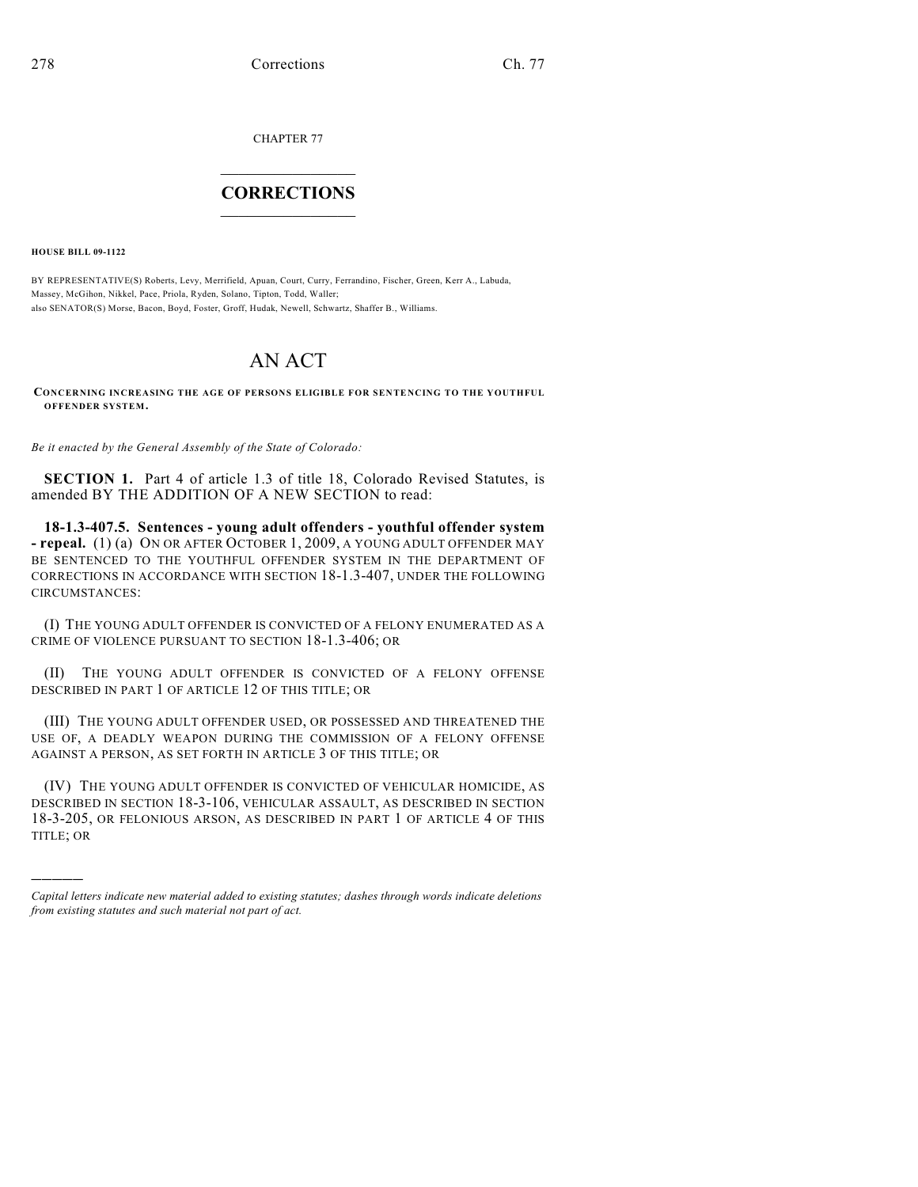CHAPTER 77

# CORRECTIONS

**HOUSE BILL 09-1122**

BY REPRESENTATIVE(S) Roberts, Levy, Merrifield, Apuan, Court, Curry, Ferrandino, Fischer, Green, Kerr A., Labuda, Massey, McGihon, Nikkel, Pace, Priola, Ryden, Solano, Tipton, Todd, Waller;
also SENATOR(S) Morse, Bacon, Boyd, Foster, Groff, Hudak, Newell, Schwartz, Shaffer B., Williams.

# AN ACT

**CONCERNING INCREASING THE AGE OF PERSONS ELIGIBLE FOR SENTENCING TO THE YOUTHFUL OFFENDER SYSTEM.**

*Be it enacted by the General Assembly of the State of Colorado:*

**SECTION 1.** Part 4 of article 1.3 of title 18, Colorado Revised Statutes, is amended BY THE ADDITION OF A NEW SECTION to read:

**18-1.3-407.5. Sentences - young adult offenders - youthful offender system - repeal.** (1) (a) ON OR AFTER OCTOBER 1, 2009, A YOUNG ADULT OFFENDER MAY BE SENTENCED TO THE YOUTHFUL OFFENDER SYSTEM IN THE DEPARTMENT OF CORRECTIONS IN ACCORDANCE WITH SECTION 18-1.3-407, UNDER THE FOLLOWING CIRCUMSTANCES:

(I) THE YOUNG ADULT OFFENDER IS CONVICTED OF A FELONY ENUMERATED AS A CRIME OF VIOLENCE PURSUANT TO SECTION 18-1.3-406; OR

(II) THE YOUNG ADULT OFFENDER IS CONVICTED OF A FELONY OFFENSE DESCRIBED IN PART 1 OF ARTICLE 12 OF THIS TITLE; OR

(III) THE YOUNG ADULT OFFENDER USED, OR POSSESSED AND THREATENED THE USE OF, A DEADLY WEAPON DURING THE COMMISSION OF A FELONY OFFENSE AGAINST A PERSON, AS SET FORTH IN ARTICLE 3 OF THIS TITLE; OR

(IV) THE YOUNG ADULT OFFENDER IS CONVICTED OF VEHICULAR HOMICIDE, AS DESCRIBED IN SECTION 18-3-106, VEHICULAR ASSAULT, AS DESCRIBED IN SECTION 18-3-205, OR FELONIOUS ARSON, AS DESCRIBED IN PART 1 OF ARTICLE 4 OF THIS TITLE; OR

———

*Capital letters indicate new material added to existing statutes; dashes through words indicate deletions from existing statutes and such material not part of act.*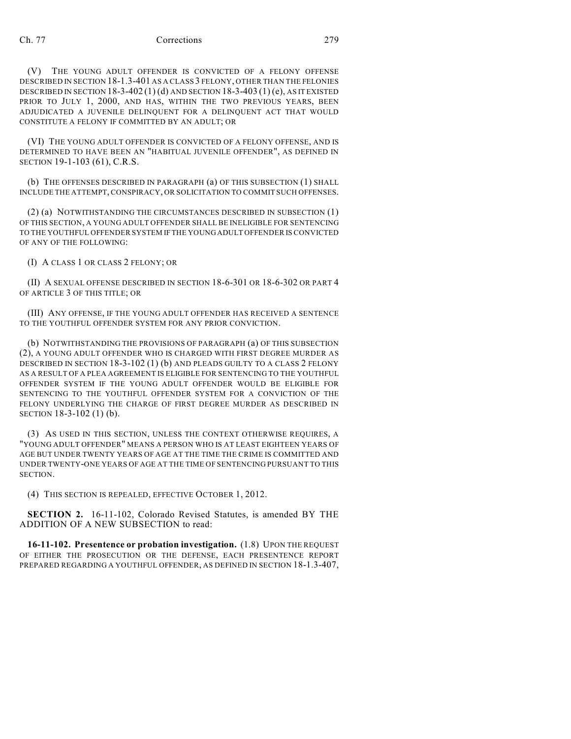(V) THE YOUNG ADULT OFFENDER IS CONVICTED OF A FELONY OFFENSE DESCRIBED IN SECTION 18-1.3-401 AS A CLASS 3 FELONY, OTHER THAN THE FELONIES DESCRIBED IN SECTION 18-3-402 (1) (d) AND SECTION 18-3-403 (1) (e), AS IT EXISTED PRIOR TO JULY 1, 2000, AND HAS, WITHIN THE TWO PREVIOUS YEARS, BEEN ADJUDICATED A JUVENILE DELINQUENT FOR A DELINQUENT ACT THAT WOULD CONSTITUTE A FELONY IF COMMITTED BY AN ADULT; OR

(VI) THE YOUNG ADULT OFFENDER IS CONVICTED OF A FELONY OFFENSE, AND IS DETERMINED TO HAVE BEEN AN "HABITUAL JUVENILE OFFENDER", AS DEFINED IN SECTION 19-1-103 (61), C.R.S.

(b) THE OFFENSES DESCRIBED IN PARAGRAPH (a) OF THIS SUBSECTION (1) SHALL INCLUDE THE ATTEMPT, CONSPIRACY, OR SOLICITATION TO COMMIT SUCH OFFENSES.

(2) (a) NOTWITHSTANDING THE CIRCUMSTANCES DESCRIBED IN SUBSECTION (1) OF THIS SECTION, A YOUNG ADULT OFFENDER SHALL BE INELIGIBLE FOR SENTENCING TO THE YOUTHFUL OFFENDER SYSTEM IF THE YOUNG ADULT OFFENDER IS CONVICTED OF ANY OF THE FOLLOWING:

(I) A CLASS 1 OR CLASS 2 FELONY; OR

(II) A SEXUAL OFFENSE DESCRIBED IN SECTION 18-6-301 OR 18-6-302 OR PART 4 OF ARTICLE 3 OF THIS TITLE; OR

(III) ANY OFFENSE, IF THE YOUNG ADULT OFFENDER HAS RECEIVED A SENTENCE TO THE YOUTHFUL OFFENDER SYSTEM FOR ANY PRIOR CONVICTION.

(b) NOTWITHSTANDING THE PROVISIONS OF PARAGRAPH (a) OF THIS SUBSECTION (2), A YOUNG ADULT OFFENDER WHO IS CHARGED WITH FIRST DEGREE MURDER AS DESCRIBED IN SECTION 18-3-102 (1) (b) AND PLEADS GUILTY TO A CLASS 2 FELONY AS A RESULT OF A PLEA AGREEMENT IS ELIGIBLE FOR SENTENCING TO THE YOUTHFUL OFFENDER SYSTEM IF THE YOUNG ADULT OFFENDER WOULD BE ELIGIBLE FOR SENTENCING TO THE YOUTHFUL OFFENDER SYSTEM FOR A CONVICTION OF THE FELONY UNDERLYING THE CHARGE OF FIRST DEGREE MURDER AS DESCRIBED IN SECTION 18-3-102 (1) (b).

(3) AS USED IN THIS SECTION, UNLESS THE CONTEXT OTHERWISE REQUIRES, A "YOUNG ADULT OFFENDER" MEANS A PERSON WHO IS AT LEAST EIGHTEEN YEARS OF AGE BUT UNDER TWENTY YEARS OF AGE AT THE TIME THE CRIME IS COMMITTED AND UNDER TWENTY-ONE YEARS OF AGE AT THE TIME OF SENTENCING PURSUANT TO THIS SECTION.

(4) THIS SECTION IS REPEALED, EFFECTIVE OCTOBER 1, 2012.

**SECTION 2.** 16-11-102, Colorado Revised Statutes, is amended BY THE ADDITION OF A NEW SUBSECTION to read:

**16-11-102. Presentence or probation investigation.** (1.8) UPON THE REQUEST OF EITHER THE PROSECUTION OR THE DEFENSE, EACH PRESENTENCE REPORT PREPARED REGARDING A YOUTHFUL OFFENDER, AS DEFINED IN SECTION 18-1.3-407,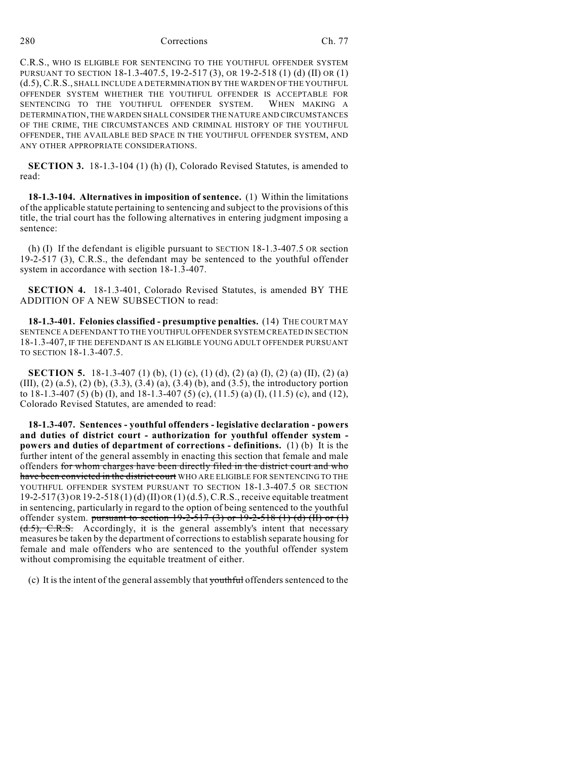C.R.S., WHO IS ELIGIBLE FOR SENTENCING TO THE YOUTHFUL OFFENDER SYSTEM PURSUANT TO SECTION 18-1.3-407.5, 19-2-517 (3), OR 19-2-518 (1) (d) (II) OR (1) (d.5), C.R.S., SHALL INCLUDE A DETERMINATION BY THE WARDEN OF THE YOUTHFUL OFFENDER SYSTEM WHETHER THE YOUTHFUL OFFENDER IS ACCEPTABLE FOR SENTENCING TO THE YOUTHFUL OFFENDER SYSTEM. WHEN MAKING A DETERMINATION, THE WARDEN SHALL CONSIDER THE NATURE AND CIRCUMSTANCES OF THE CRIME, THE CIRCUMSTANCES AND CRIMINAL HISTORY OF THE YOUTHFUL OFFENDER, THE AVAILABLE BED SPACE IN THE YOUTHFUL OFFENDER SYSTEM, AND ANY OTHER APPROPRIATE CONSIDERATIONS.

**SECTION 3.** 18-1.3-104 (1) (h) (I), Colorado Revised Statutes, is amended to read:

**18-1.3-104. Alternatives in imposition of sentence.** (1) Within the limitations of the applicable statute pertaining to sentencing and subject to the provisions of this title, the trial court has the following alternatives in entering judgment imposing a sentence:

(h) (I) If the defendant is eligible pursuant to SECTION 18-1.3-407.5 OR section 19-2-517 (3), C.R.S., the defendant may be sentenced to the youthful offender system in accordance with section 18-1.3-407.

**SECTION 4.** 18-1.3-401, Colorado Revised Statutes, is amended BY THE ADDITION OF A NEW SUBSECTION to read:

**18-1.3-401. Felonies classified - presumptive penalties.** (14) THE COURT MAY SENTENCE A DEFENDANT TO THE YOUTHFUL OFFENDER SYSTEM CREATED IN SECTION 18-1.3-407, IF THE DEFENDANT IS AN ELIGIBLE YOUNG ADULT OFFENDER PURSUANT TO SECTION 18-1.3-407.5.

**SECTION 5.** 18-1.3-407 (1) (b), (1) (c), (1) (d), (2) (a) (I), (2) (a) (II), (2) (a) (III), (2) (a.5), (2) (b), (3.3), (3.4) (a), (3.4) (b), and (3.5), the introductory portion to 18-1.3-407 (5) (b) (I), and 18-1.3-407 (5) (c), (11.5) (a) (I), (11.5) (c), and (12), Colorado Revised Statutes, are amended to read:

**18-1.3-407. Sentences - youthful offenders - legislative declaration - powers and duties of district court - authorization for youthful offender system - powers and duties of department of corrections - definitions.** (1) (b) It is the further intent of the general assembly in enacting this section that female and male offenders ~~for whom charges have been directly filed in the district court and who have been convicted in the district court~~ WHO ARE ELIGIBLE FOR SENTENCING TO THE YOUTHFUL OFFENDER SYSTEM PURSUANT TO SECTION 18-1.3-407.5 OR SECTION 19-2-517 (3) OR 19-2-518 (1) (d) (II) OR (1) (d.5), C.R.S., receive equitable treatment in sentencing, particularly in regard to the option of being sentenced to the youthful offender system. ~~pursuant to section 19-2-517 (3) or 19-2-518 (1) (d) (II) or (1) (d.5), C.R.S.~~ Accordingly, it is the general assembly's intent that necessary measures be taken by the department of corrections to establish separate housing for female and male offenders who are sentenced to the youthful offender system without compromising the equitable treatment of either.

(c) It is the intent of the general assembly that ~~youthful~~ offenders sentenced to the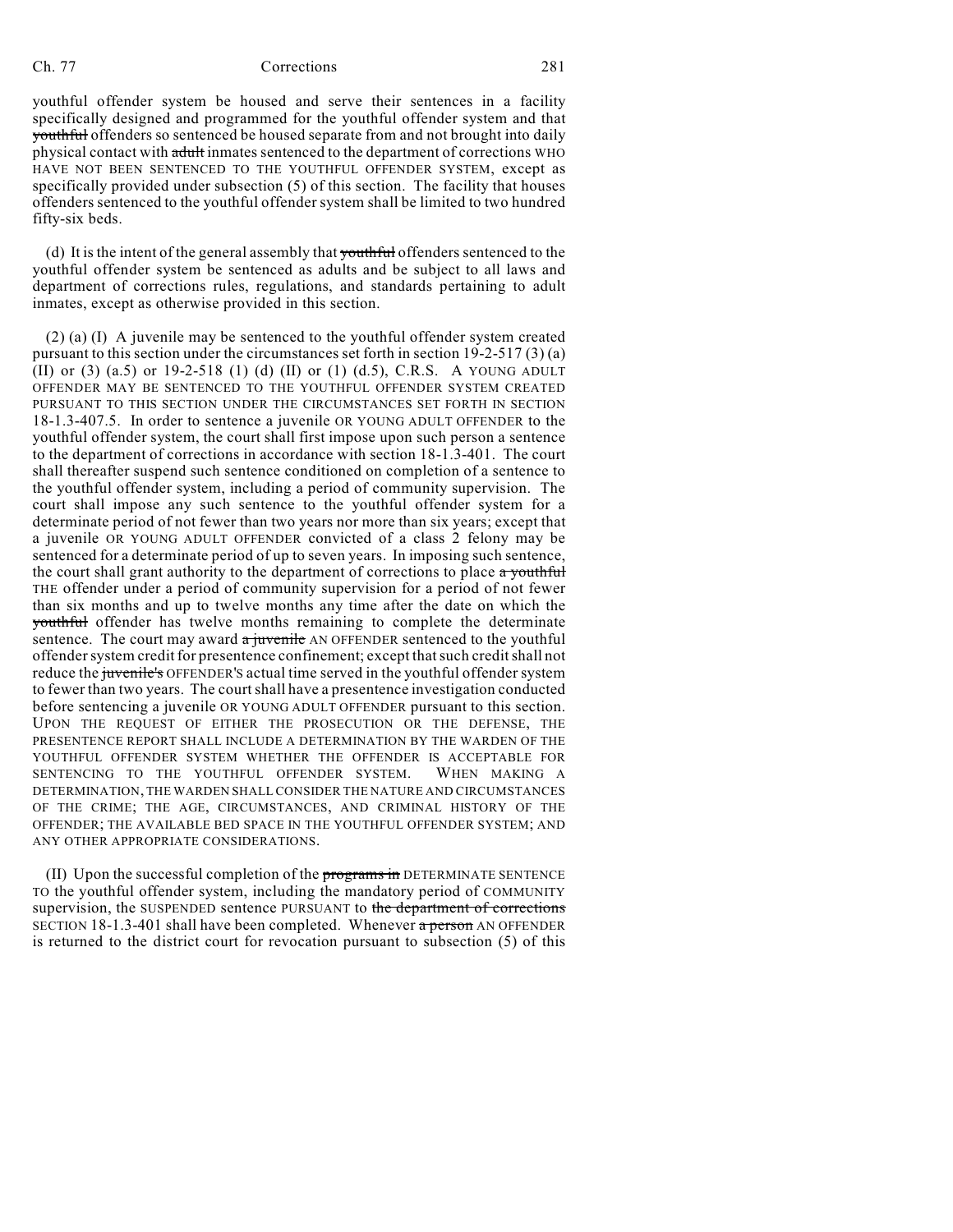youthful offender system be housed and serve their sentences in a facility specifically designed and programmed for the youthful offender system and that ~~youthful~~ offenders so sentenced be housed separate from and not brought into daily physical contact with ~~adult~~ inmates sentenced to the department of corrections WHO HAVE NOT BEEN SENTENCED TO THE YOUTHFUL OFFENDER SYSTEM, except as specifically provided under subsection (5) of this section. The facility that houses offenders sentenced to the youthful offender system shall be limited to two hundred fifty-six beds.

(d) It is the intent of the general assembly that ~~youthful~~ offenders sentenced to the youthful offender system be sentenced as adults and be subject to all laws and department of corrections rules, regulations, and standards pertaining to adult inmates, except as otherwise provided in this section.

(2) (a) (I) A juvenile may be sentenced to the youthful offender system created pursuant to this section under the circumstances set forth in section 19-2-517 (3) (a) (II) or (3) (a.5) or 19-2-518 (1) (d) (II) or (1) (d.5), C.R.S. A YOUNG ADULT OFFENDER MAY BE SENTENCED TO THE YOUTHFUL OFFENDER SYSTEM CREATED PURSUANT TO THIS SECTION UNDER THE CIRCUMSTANCES SET FORTH IN SECTION 18-1.3-407.5. In order to sentence a juvenile OR YOUNG ADULT OFFENDER to the youthful offender system, the court shall first impose upon such person a sentence to the department of corrections in accordance with section 18-1.3-401. The court shall thereafter suspend such sentence conditioned on completion of a sentence to the youthful offender system, including a period of community supervision. The court shall impose any such sentence to the youthful offender system for a determinate period of not fewer than two years nor more than six years; except that a juvenile OR YOUNG ADULT OFFENDER convicted of a class 2 felony may be sentenced for a determinate period of up to seven years. In imposing such sentence, the court shall grant authority to the department of corrections to place ~~a youthful~~ THE offender under a period of community supervision for a period of not fewer than six months and up to twelve months any time after the date on which the ~~youthful~~ offender has twelve months remaining to complete the determinate sentence. The court may award ~~a juvenile~~ AN OFFENDER sentenced to the youthful offender system credit for presentence confinement; except that such credit shall not reduce the ~~juvenile's~~ OFFENDER'S actual time served in the youthful offender system to fewer than two years. The court shall have a presentence investigation conducted before sentencing a juvenile OR YOUNG ADULT OFFENDER pursuant to this section. UPON THE REQUEST OF EITHER THE PROSECUTION OR THE DEFENSE, THE PRESENTENCE REPORT SHALL INCLUDE A DETERMINATION BY THE WARDEN OF THE YOUTHFUL OFFENDER SYSTEM WHETHER THE OFFENDER IS ACCEPTABLE FOR SENTENCING TO THE YOUTHFUL OFFENDER SYSTEM. WHEN MAKING A DETERMINATION, THE WARDEN SHALL CONSIDER THE NATURE AND CIRCUMSTANCES OF THE CRIME; THE AGE, CIRCUMSTANCES, AND CRIMINAL HISTORY OF THE OFFENDER; THE AVAILABLE BED SPACE IN THE YOUTHFUL OFFENDER SYSTEM; AND ANY OTHER APPROPRIATE CONSIDERATIONS.

(II) Upon the successful completion of the ~~programs in~~ DETERMINATE SENTENCE TO the youthful offender system, including the mandatory period of COMMUNITY supervision, the SUSPENDED sentence PURSUANT to ~~the department of corrections~~ SECTION 18-1.3-401 shall have been completed. Whenever ~~a person~~ AN OFFENDER is returned to the district court for revocation pursuant to subsection (5) of this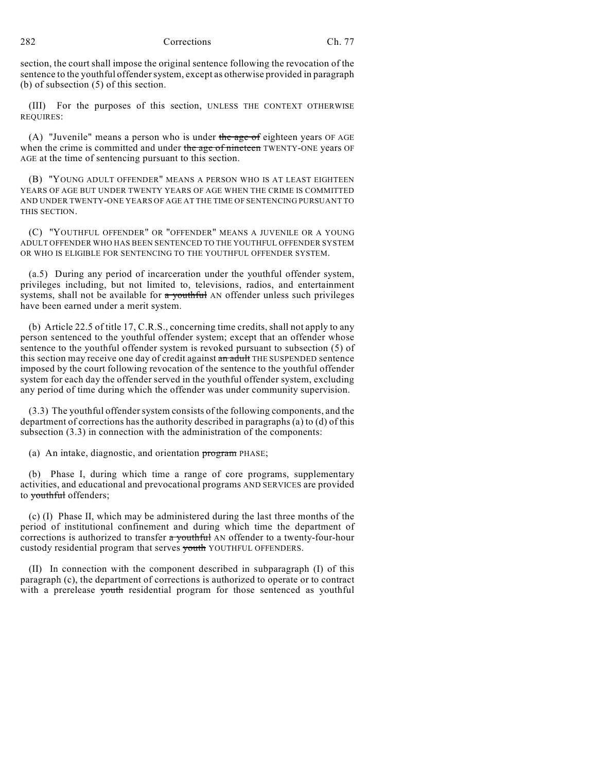section, the court shall impose the original sentence following the revocation of the sentence to the youthful offender system, except as otherwise provided in paragraph (b) of subsection (5) of this section.

(III) For the purposes of this section, UNLESS THE CONTEXT OTHERWISE REQUIRES:

(A) "Juvenile" means a person who is under ~~the age of~~ eighteen years OF AGE when the crime is committed and under ~~the age of nineteen~~ TWENTY-ONE years OF AGE at the time of sentencing pursuant to this section.

(B) "YOUNG ADULT OFFENDER" MEANS A PERSON WHO IS AT LEAST EIGHTEEN YEARS OF AGE BUT UNDER TWENTY YEARS OF AGE WHEN THE CRIME IS COMMITTED AND UNDER TWENTY-ONE YEARS OF AGE AT THE TIME OF SENTENCING PURSUANT TO THIS SECTION.

(C) "YOUTHFUL OFFENDER" OR "OFFENDER" MEANS A JUVENILE OR A YOUNG ADULT OFFENDER WHO HAS BEEN SENTENCED TO THE YOUTHFUL OFFENDER SYSTEM OR WHO IS ELIGIBLE FOR SENTENCING TO THE YOUTHFUL OFFENDER SYSTEM.

(a.5) During any period of incarceration under the youthful offender system, privileges including, but not limited to, televisions, radios, and entertainment systems, shall not be available for ~~a youthful~~ AN offender unless such privileges have been earned under a merit system.

(b) Article 22.5 of title 17, C.R.S., concerning time credits, shall not apply to any person sentenced to the youthful offender system; except that an offender whose sentence to the youthful offender system is revoked pursuant to subsection (5) of this section may receive one day of credit against ~~an adult~~ THE SUSPENDED sentence imposed by the court following revocation of the sentence to the youthful offender system for each day the offender served in the youthful offender system, excluding any period of time during which the offender was under community supervision.

(3.3) The youthful offender system consists of the following components, and the department of corrections has the authority described in paragraphs (a) to (d) of this subsection (3.3) in connection with the administration of the components:

(a) An intake, diagnostic, and orientation ~~program~~ PHASE;

(b) Phase I, during which time a range of core programs, supplementary activities, and educational and prevocational programs AND SERVICES are provided to ~~youthful~~ offenders;

(c) (I) Phase II, which may be administered during the last three months of the period of institutional confinement and during which time the department of corrections is authorized to transfer ~~a youthful~~ AN offender to a twenty-four-hour custody residential program that serves ~~youth~~ YOUTHFUL OFFENDERS.

(II) In connection with the component described in subparagraph (I) of this paragraph (c), the department of corrections is authorized to operate or to contract with a prerelease ~~youth~~ residential program for those sentenced as youthful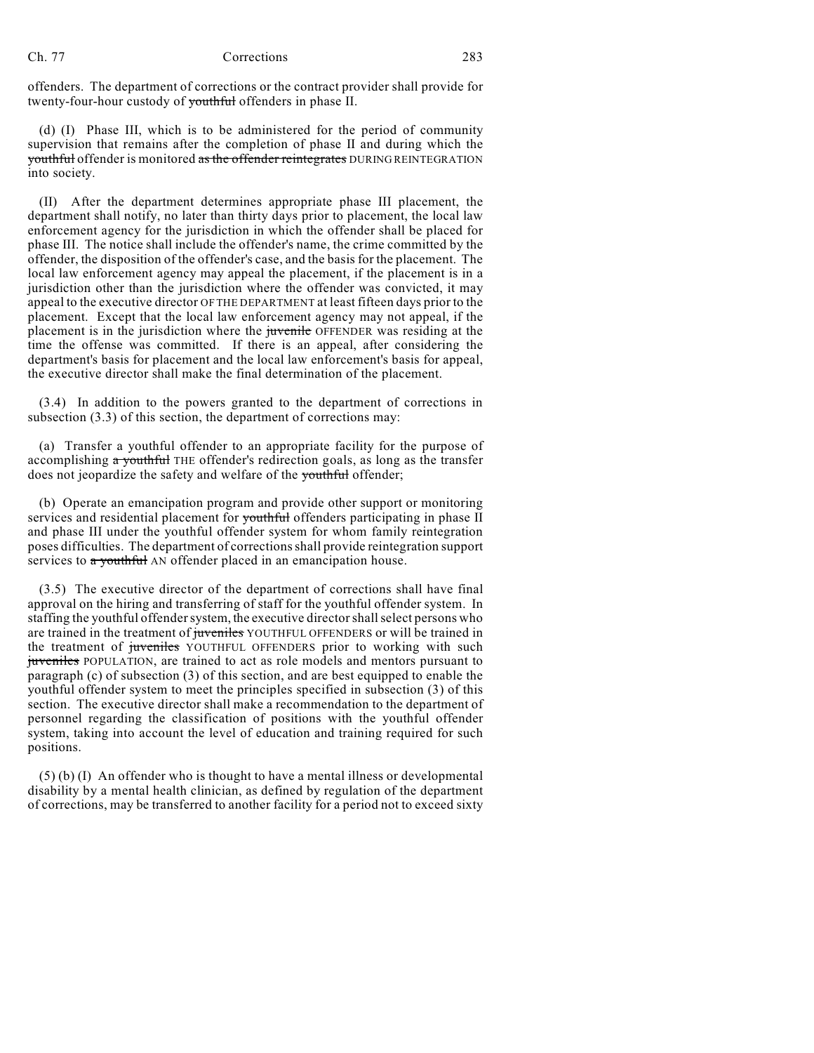offenders. The department of corrections or the contract provider shall provide for twenty-four-hour custody of ~~youthful~~ offenders in phase II.

(d) (I) Phase III, which is to be administered for the period of community supervision that remains after the completion of phase II and during which the ~~youthful~~ offender is monitored ~~as the offender reintegrates~~ DURING REINTEGRATION into society.

(II) After the department determines appropriate phase III placement, the department shall notify, no later than thirty days prior to placement, the local law enforcement agency for the jurisdiction in which the offender shall be placed for phase III. The notice shall include the offender's name, the crime committed by the offender, the disposition of the offender's case, and the basis for the placement. The local law enforcement agency may appeal the placement, if the placement is in a jurisdiction other than the jurisdiction where the offender was convicted, it may appeal to the executive director OF THE DEPARTMENT at least fifteen days prior to the placement. Except that the local law enforcement agency may not appeal, if the placement is in the jurisdiction where the ~~juvenile~~ OFFENDER was residing at the time the offense was committed. If there is an appeal, after considering the department's basis for placement and the local law enforcement's basis for appeal, the executive director shall make the final determination of the placement.

(3.4) In addition to the powers granted to the department of corrections in subsection (3.3) of this section, the department of corrections may:

(a) Transfer a youthful offender to an appropriate facility for the purpose of accomplishing ~~a youthful~~ THE offender's redirection goals, as long as the transfer does not jeopardize the safety and welfare of the ~~youthful~~ offender;

(b) Operate an emancipation program and provide other support or monitoring services and residential placement for ~~youthful~~ offenders participating in phase II and phase III under the youthful offender system for whom family reintegration poses difficulties. The department of corrections shall provide reintegration support services to ~~a youthful~~ AN offender placed in an emancipation house.

(3.5) The executive director of the department of corrections shall have final approval on the hiring and transferring of staff for the youthful offender system. In staffing the youthful offender system, the executive director shall select persons who are trained in the treatment of ~~juveniles~~ YOUTHFUL OFFENDERS or will be trained in the treatment of ~~juveniles~~ YOUTHFUL OFFENDERS prior to working with such ~~juveniles~~ POPULATION, are trained to act as role models and mentors pursuant to paragraph (c) of subsection (3) of this section, and are best equipped to enable the youthful offender system to meet the principles specified in subsection (3) of this section. The executive director shall make a recommendation to the department of personnel regarding the classification of positions with the youthful offender system, taking into account the level of education and training required for such positions.

(5) (b) (I) An offender who is thought to have a mental illness or developmental disability by a mental health clinician, as defined by regulation of the department of corrections, may be transferred to another facility for a period not to exceed sixty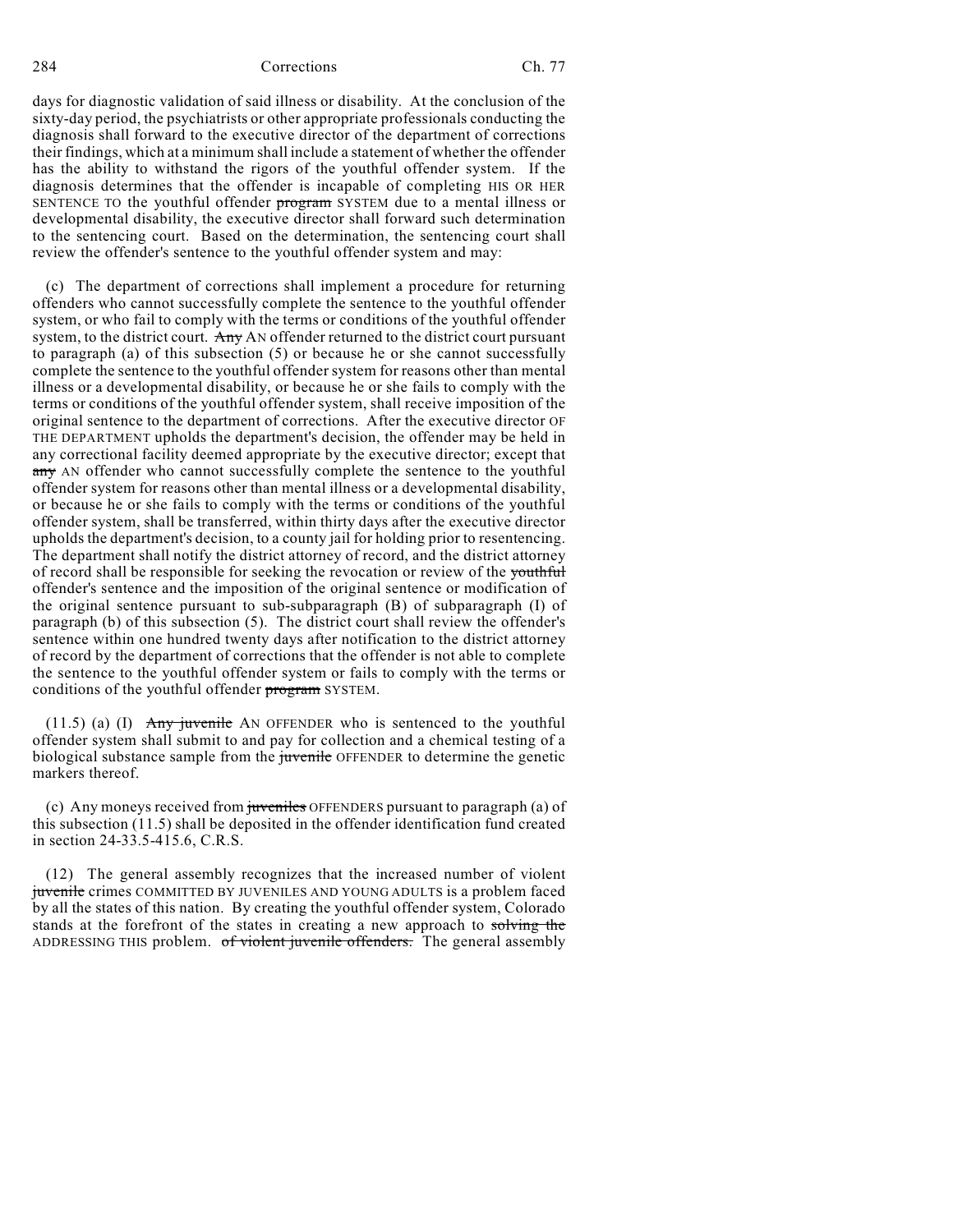days for diagnostic validation of said illness or disability. At the conclusion of the sixty-day period, the psychiatrists or other appropriate professionals conducting the diagnosis shall forward to the executive director of the department of corrections their findings, which at a minimum shall include a statement of whether the offender has the ability to withstand the rigors of the youthful offender system. If the diagnosis determines that the offender is incapable of completing HIS OR HER SENTENCE TO the youthful offender ~~program~~ SYSTEM due to a mental illness or developmental disability, the executive director shall forward such determination to the sentencing court. Based on the determination, the sentencing court shall review the offender's sentence to the youthful offender system and may:

(c) The department of corrections shall implement a procedure for returning offenders who cannot successfully complete the sentence to the youthful offender system, or who fail to comply with the terms or conditions of the youthful offender system, to the district court. ~~Any~~ AN offender returned to the district court pursuant to paragraph (a) of this subsection (5) or because he or she cannot successfully complete the sentence to the youthful offender system for reasons other than mental illness or a developmental disability, or because he or she fails to comply with the terms or conditions of the youthful offender system, shall receive imposition of the original sentence to the department of corrections. After the executive director OF THE DEPARTMENT upholds the department's decision, the offender may be held in any correctional facility deemed appropriate by the executive director; except that ~~any~~ AN offender who cannot successfully complete the sentence to the youthful offender system for reasons other than mental illness or a developmental disability, or because he or she fails to comply with the terms or conditions of the youthful offender system, shall be transferred, within thirty days after the executive director upholds the department's decision, to a county jail for holding prior to resentencing. The department shall notify the district attorney of record, and the district attorney of record shall be responsible for seeking the revocation or review of the ~~youthful~~ offender's sentence and the imposition of the original sentence or modification of the original sentence pursuant to sub-subparagraph (B) of subparagraph (I) of paragraph (b) of this subsection (5). The district court shall review the offender's sentence within one hundred twenty days after notification to the district attorney of record by the department of corrections that the offender is not able to complete the sentence to the youthful offender system or fails to comply with the terms or conditions of the youthful offender ~~program~~ SYSTEM.

(11.5) (a) (I) ~~Any juvenile~~ AN OFFENDER who is sentenced to the youthful offender system shall submit to and pay for collection and a chemical testing of a biological substance sample from the ~~juvenile~~ OFFENDER to determine the genetic markers thereof.

(c) Any moneys received from ~~juveniles~~ OFFENDERS pursuant to paragraph (a) of this subsection (11.5) shall be deposited in the offender identification fund created in section 24-33.5-415.6, C.R.S.

(12) The general assembly recognizes that the increased number of violent ~~juvenile~~ crimes COMMITTED BY JUVENILES AND YOUNG ADULTS is a problem faced by all the states of this nation. By creating the youthful offender system, Colorado stands at the forefront of the states in creating a new approach to ~~solving the~~ ADDRESSING THIS problem. ~~of violent juvenile offenders.~~ The general assembly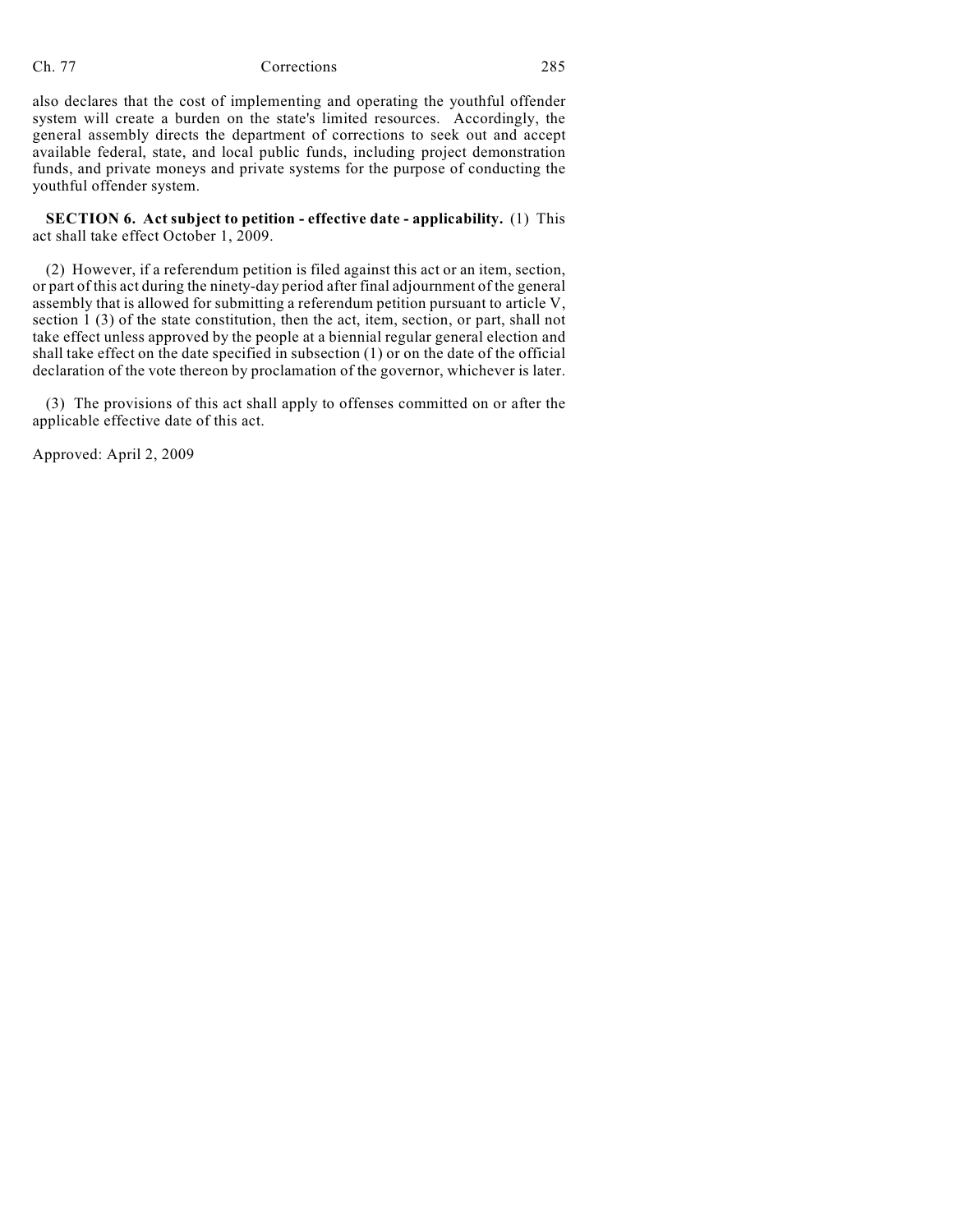also declares that the cost of implementing and operating the youthful offender system will create a burden on the state's limited resources. Accordingly, the general assembly directs the department of corrections to seek out and accept available federal, state, and local public funds, including project demonstration funds, and private moneys and private systems for the purpose of conducting the youthful offender system.

**SECTION 6. Act subject to petition - effective date - applicability.** (1) This act shall take effect October 1, 2009.

(2) However, if a referendum petition is filed against this act or an item, section, or part of this act during the ninety-day period after final adjournment of the general assembly that is allowed for submitting a referendum petition pursuant to article V, section 1 (3) of the state constitution, then the act, item, section, or part, shall not take effect unless approved by the people at a biennial regular general election and shall take effect on the date specified in subsection (1) or on the date of the official declaration of the vote thereon by proclamation of the governor, whichever is later.

(3) The provisions of this act shall apply to offenses committed on or after the applicable effective date of this act.

Approved: April 2, 2009